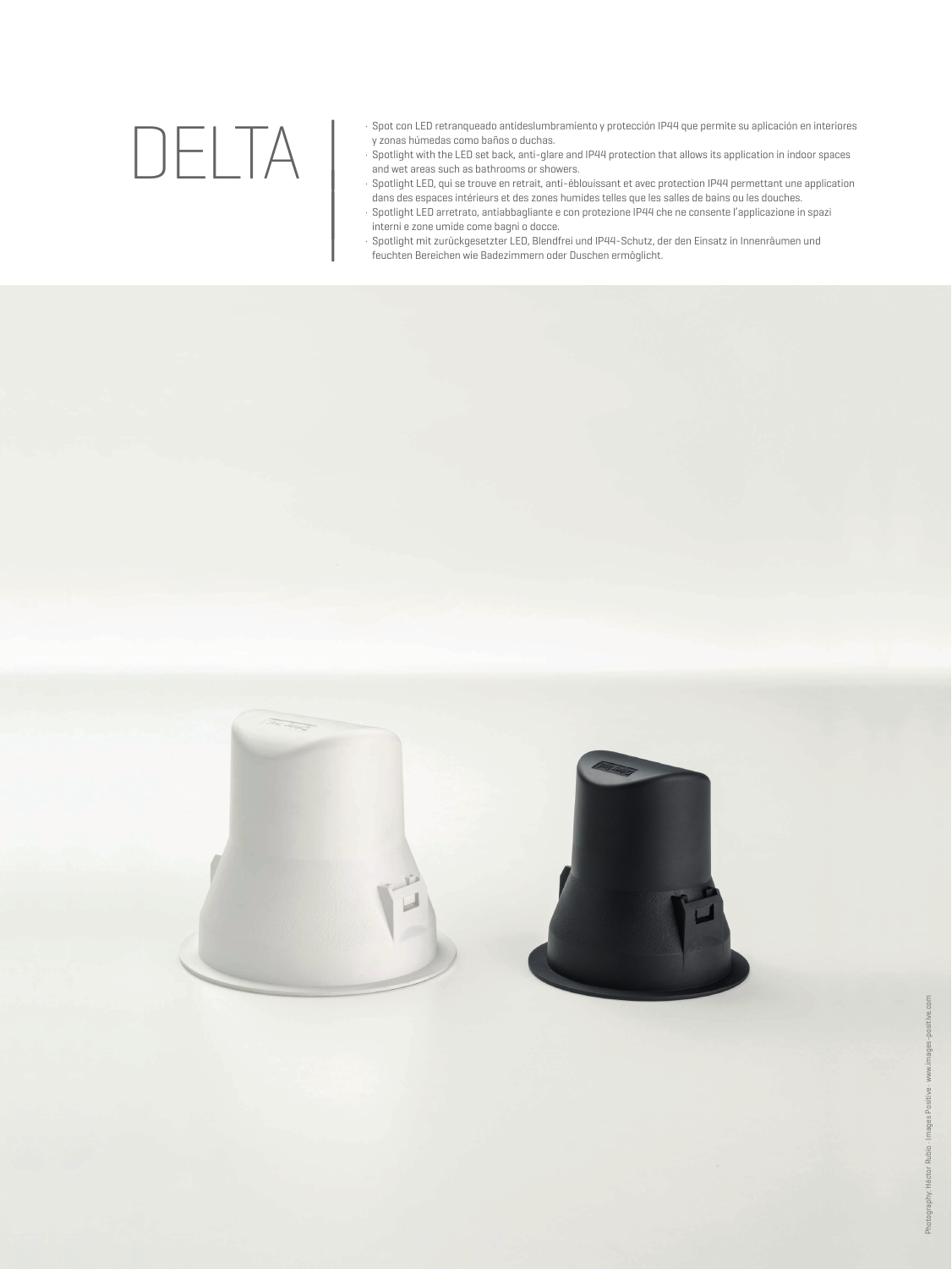# DELTA

- Spot con LED retranqueado antideslumbramiento y protección IP44 que permite su aplicación en interiores y zonas húmedas como baños o duchas.
- Spotlight with the LED set back, anti-glare and IP44 protection that allows its application in indoor spaces and wet areas such as bathrooms or showers.
- Spotlight LED, qui se trouve en retrait, anti-éblouissant et avec protection IP44 permettant une application dans des espaces intérieurs et des zones humides telles que les salles de bains ou les douches.
- Spotlight LED arretrato, antiabbagliante e con protezione IP44 che ne consente l'applicazione in spazi interni e zone umide come bagni o docce.
- Spotlight mit zurückgesetzter LED, Blendfrei und IP44-Schutz, der den Einsatz in Innenräumen und feuchten Bereichen wie Badezimmern oder Duschen ermöglicht.

Photography: Héctor Rubio · Images Positive · www.images-positive.com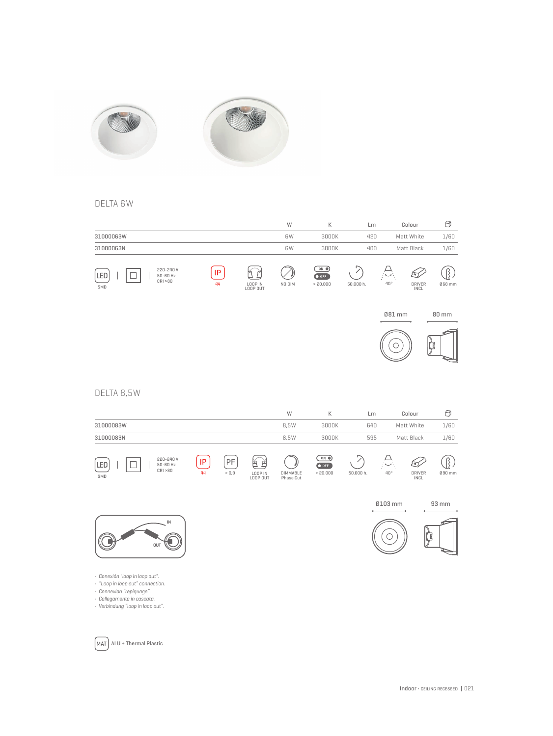## DELTA 6W

| | W | K | Lm | Colour | |
|---|---|---|---|---|---|
| 31000063W | 6W | 3000K | 420 | Matt White | 1/60 |
| 31000063N | 6W | 3000K | 400 | Matt Black | 1/60 |

LED SMD | 220-240 V 50-60 Hz CRI >80 | IP 44 | LOOP IN LOOP OUT | NO DIM | > 20.000 | 50.000 h. | 40° | DRIVER INCL | Ø68 mm

Ø81 mm
80 mm

## DELTA 8,5W

| | W | K | Lm | Colour | |
|---|---|---|---|---|---|
| 31000083W | 8,5W | 3000K | 640 | Matt White | 1/60 |
| 31000083N | 8,5W | 3000K | 595 | Matt Black | 1/60 |

LED SMD | 220-240 V 50-60 Hz CRI >80 | IP 44 | PF > 0,9 | LOOP IN LOOP OUT | DIMMABLE Phase Cut | > 20.000 | 50.000 h. | 40° | DRIVER INCL | Ø90 mm

Ø103 mm
93 mm

IN
OUT

- *Conexión "loop in loop out".*
- *"Loop in loop out" connection.*
- *Connexion "repiquage".*
- *Collegamento in cascata.*
- *Verbindung "loop in loop out".*

MAT ALU + Thermal Plastic